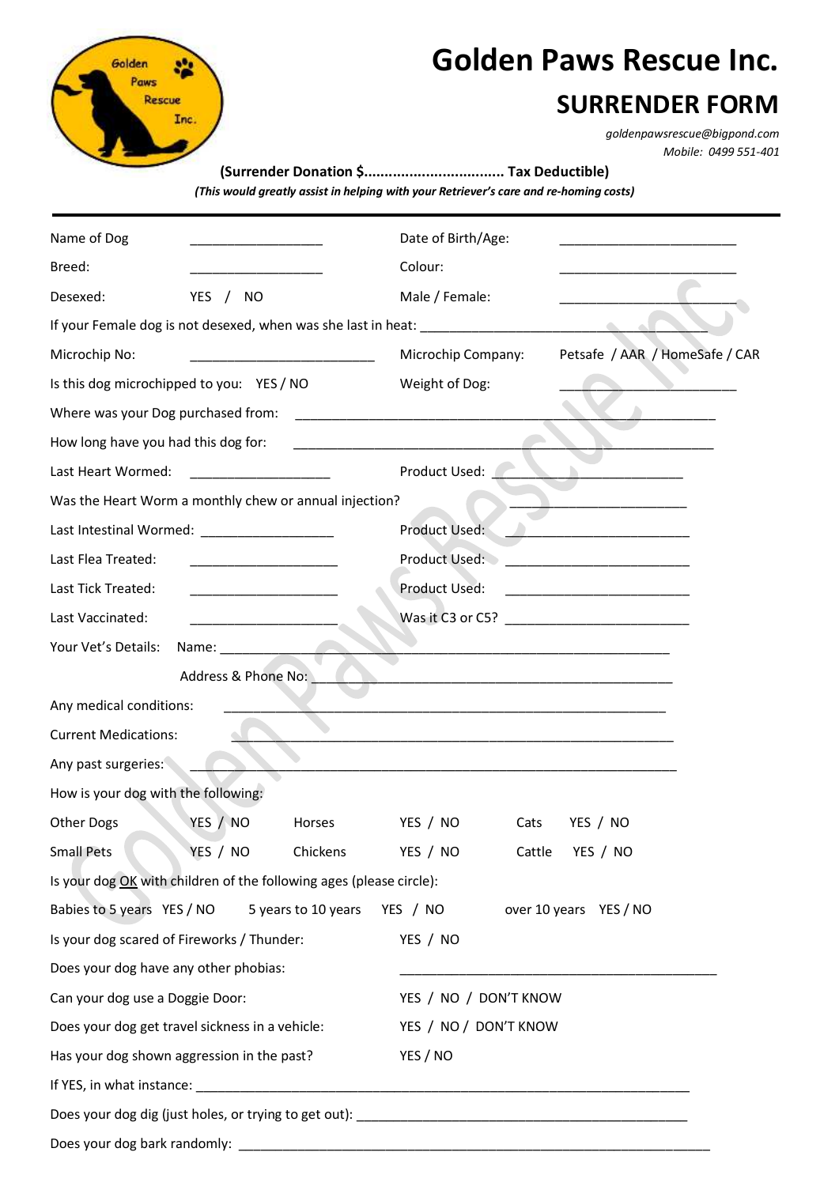# Golden Paws Rescue Inc.

## SURRENDER FORM

*goldenpawsrescue@bigpond.com*
*Mobile: 0499 551-401*

**(Surrender Donation $................................. Tax Deductible)**
***(This would greatly assist in helping with your Retriever's care and re-homing costs)***

---

Name of Dog ___________________ Date of Birth/Age: ________________________

Breed: ___________________ Colour: ________________________

Desexed: YES / NO Male / Female: ________________________

If your Female dog is not desexed, when was she last in heat: ________________________________________

Microchip No: ___________________________ Microchip Company: Petsafe / AAR / HomeSafe / CAR

Is this dog microchipped to you: YES / NO Weight of Dog: ________________________

Where was your Dog purchased from: ____________________________________________________________

How long have you had this dog for: ____________________________________________________________

Last Heart Wormed: ____________________ Product Used: ________________________

Was the Heart Worm a monthly chew or annual injection? ________________________

Last Intestinal Wormed: ___________________ Product Used: ________________________

Last Flea Treated: _____________________ Product Used: ________________________

Last Tick Treated: _____________________ Product Used: ________________________

Last Vaccinated: _____________________ Was it C3 or C5? ________________________

Your Vet's Details: Name: ________________________________________________________________

Address & Phone No: ________________________________________________

Any medical conditions: ____________________________________________________________

Current Medications: ____________________________________________________________

Any past surgeries: ____________________________________________________________

How is your dog with the following:

| | | | | | |
|---|---|---|---|---|---|
| Other Dogs | YES / NO | Horses | YES / NO | Cats | YES / NO |
| Small Pets | YES / NO | Chickens | YES / NO | Cattle | YES / NO |

Is your dog OK with children of the following ages (please circle):

Babies to 5 years YES / NO 5 years to 10 years YES / NO over 10 years YES / NO

Is your dog scared of Fireworks / Thunder: YES / NO

Does your dog have any other phobias: ______________________________________________

Can your dog use a Doggie Door: YES / NO / DON'T KNOW

Does your dog get travel sickness in a vehicle: YES / NO / DON'T KNOW

Has your dog shown aggression in the past? YES / NO

If YES, in what instance: ________________________________________________________________

Does your dog dig (just holes, or trying to get out): ______________________________________________

Does your dog bark randomly: ________________________________________________________________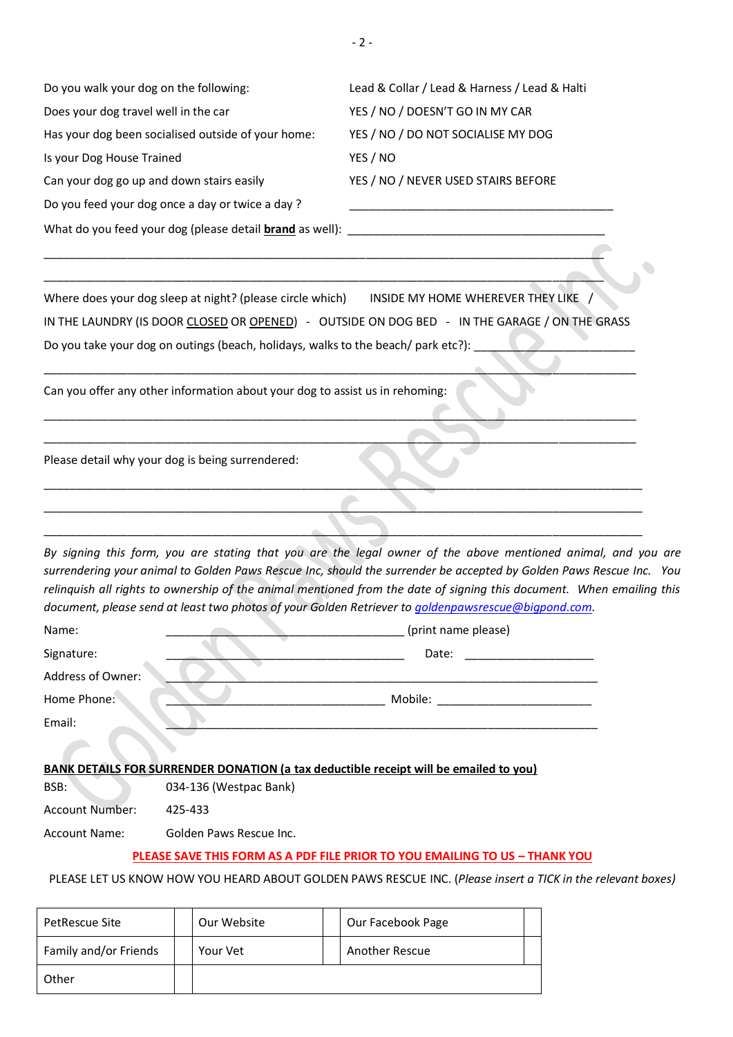Do you walk your dog on the following: Lead & Collar / Lead & Harness / Lead & Halti

Does your dog travel well in the car YES / NO / DOESN'T GO IN MY CAR

Has your dog been socialised outside of your home: YES / NO / DO NOT SOCIALISE MY DOG

Is your Dog House Trained YES / NO

Can your dog go up and down stairs easily YES / NO / NEVER USED STAIRS BEFORE

Do you feed your dog once a day or twice a day ? ___________________________________________

What do you feed your dog (please detail **brand** as well): _________________________________________

______________________________________________________________________________________

______________________________________________________________________________________

Where does your dog sleep at night? (please circle which) INSIDE MY HOME WHEREVER THEY LIKE / IN THE LAUNDRY (IS DOOR CLOSED OR OPENED) - OUTSIDE ON DOG BED - IN THE GARAGE / ON THE GRASS

Do you take your dog on outings (beach, holidays, walks to the beach/ park etc?): _________________________

______________________________________________________________________________________

Can you offer any other information about your dog to assist us in rehoming:

______________________________________________________________________________________

______________________________________________________________________________________

Please detail why your dog is being surrendered:

______________________________________________________________________________________

______________________________________________________________________________________

______________________________________________________________________________________

*By signing this form, you are stating that you are the legal owner of the above mentioned animal, and you are surrendering your animal to Golden Paws Rescue Inc, should the surrender be accepted by Golden Paws Rescue Inc. You relinquish all rights to ownership of the animal mentioned from the date of signing this document. When emailing this document, please send at least two photos of your Golden Retriever to goldenpawsrescue@bigpond.com.*

Name: ______________________________________ (print name please)

Signature: ______________________________________ Date: ____________________

Address of Owner: _____________________________________________________________________

Home Phone: ___________________________________ Mobile: _________________________

Email: _____________________________________________________________________

**BANK DETAILS FOR SURRENDER DONATION (a tax deductible receipt will be emailed to you)**

BSB: 034-136 (Westpac Bank)

Account Number: 425-433

Account Name: Golden Paws Rescue Inc.

**PLEASE SAVE THIS FORM AS A PDF FILE PRIOR TO YOU EMAILING TO US – THANK YOU**

PLEASE LET US KNOW HOW YOU HEARD ABOUT GOLDEN PAWS RESCUE INC. (*Please insert a TICK in the relevant boxes)*

| | | | | | |
|---|---|---|---|---|---|
| PetRescue Site | | Our Website | | Our Facebook Page | |
| Family and/or Friends | | Your Vet | | Another Rescue | |
| Other | | | | | |